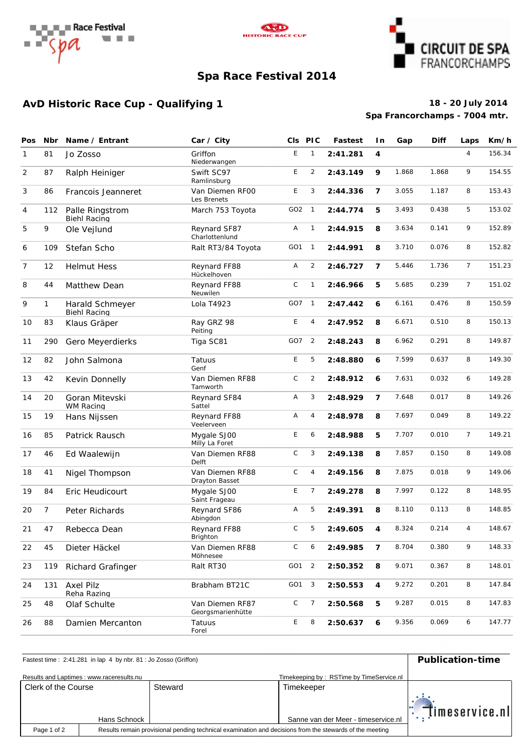# Spa Race Festival 2014

## AvD Historic Race Cup - Qualifying 1

**18 - 20 July 2014**
**Spa Francorchamps - 7004 mtr.**

| Pos | Nbr | Name / Entrant | Car / City | Cls | PIC | Fastest | In | Gap | Diff | Laps | Km/h |
|---|---|---|---|---|---|---|---|---|---|---|---|
| 1 | 81 | Jo Zosso | Griffon<br>Niederwangen | E | 1 | **2:41.281** | **4** | | | 4 | 156.34 |
| 2 | 87 | Ralph Heiniger | Swift SC97<br>Ramlinsburg | E | 2 | **2:43.149** | **9** | 1.868 | 1.868 | 9 | 154.55 |
| 3 | 86 | Francois Jeanneret | Van Diemen RF00<br>Les Brenets | E | 3 | **2:44.336** | **7** | 3.055 | 1.187 | 8 | 153.43 |
| 4 | 112 | Palle Ringstrom<br>Biehl Racing | March 753 Toyota | GO2 | 1 | **2:44.774** | **5** | 3.493 | 0.438 | 5 | 153.02 |
| 5 | 9 | Ole Vejlund | Reynard SF87<br>Charlottenlund | A | 1 | **2:44.915** | **8** | 3.634 | 0.141 | 9 | 152.89 |
| 6 | 109 | Stefan Scho | Ralt RT3/84 Toyota | GO1 | 1 | **2:44.991** | **8** | 3.710 | 0.076 | 8 | 152.82 |
| 7 | 12 | Helmut Hess | Reynard FF88<br>Hückelhoven | A | 2 | **2:46.727** | **7** | 5.446 | 1.736 | 7 | 151.23 |
| 8 | 44 | Matthew Dean | Reynard FF88<br>Neuwilen | C | 1 | **2:46.966** | **5** | 5.685 | 0.239 | 7 | 151.02 |
| 9 | 1 | Harald Schmeyer<br>Biehl Racing | Lola T4923 | GO7 | 1 | **2:47.442** | **6** | 6.161 | 0.476 | 8 | 150.59 |
| 10 | 83 | Klaus Gräper | Ray GRZ 98<br>Peiting | E | 4 | **2:47.952** | **8** | 6.671 | 0.510 | 8 | 150.13 |
| 11 | 290 | Gero Meyerdierks | Tiga SC81 | GO7 | 2 | **2:48.243** | **8** | 6.962 | 0.291 | 8 | 149.87 |
| 12 | 82 | John Salmona | Tatuus<br>Genf | E | 5 | **2:48.880** | **6** | 7.599 | 0.637 | 8 | 149.30 |
| 13 | 42 | Kevin Donnelly | Van Diemen RF88<br>Tamworth | C | 2 | **2:48.912** | **6** | 7.631 | 0.032 | 6 | 149.28 |
| 14 | 20 | Goran Mitevski<br>WM Racing | Reynard SF84<br>Sattel | A | 3 | **2:48.929** | **7** | 7.648 | 0.017 | 8 | 149.26 |
| 15 | 19 | Hans Nijssen | Reynard FF88<br>Veelerveen | A | 4 | **2:48.978** | **8** | 7.697 | 0.049 | 8 | 149.22 |
| 16 | 85 | Patrick Rausch | Mygale SJ00<br>Milly La Foret | E | 6 | **2:48.988** | **5** | 7.707 | 0.010 | 7 | 149.21 |
| 17 | 46 | Ed Waalewijn | Van Diemen RF88<br>Delft | C | 3 | **2:49.138** | **8** | 7.857 | 0.150 | 8 | 149.08 |
| 18 | 41 | Nigel Thompson | Van Diemen RF88<br>Drayton Basset | C | 4 | **2:49.156** | **8** | 7.875 | 0.018 | 9 | 149.06 |
| 19 | 84 | Eric Heudicourt | Mygale SJ00<br>Saint Frageau | E | 7 | **2:49.278** | **8** | 7.997 | 0.122 | 8 | 148.95 |
| 20 | 7 | Peter Richards | Reynard SF86<br>Abingdon | A | 5 | **2:49.391** | **8** | 8.110 | 0.113 | 8 | 148.85 |
| 21 | 47 | Rebecca Dean | Reynard FF88<br>Brighton | C | 5 | **2:49.605** | **4** | 8.324 | 0.214 | 4 | 148.67 |
| 22 | 45 | Dieter Häckel | Van Diemen RF88<br>Möhnesee | C | 6 | **2:49.985** | **7** | 8.704 | 0.380 | 9 | 148.33 |
| 23 | 119 | Richard Grafinger | Ralt RT30 | GO1 | 2 | **2:50.352** | **8** | 9.071 | 0.367 | 8 | 148.01 |
| 24 | 131 | Axel Pilz<br>Reha Razing | Brabham BT21C | GO1 | 3 | **2:50.553** | **4** | 9.272 | 0.201 | 8 | 147.84 |
| 25 | 48 | Olaf Schulte | Van Diemen RF87<br>Georgsmarienhütte | C | 7 | **2:50.568** | **5** | 9.287 | 0.015 | 8 | 147.83 |
| 26 | 88 | Damien Mercanton | Tatuus<br>Forel | E | 8 | **2:50.637** | **6** | 9.356 | 0.069 | 6 | 147.77 |

Fastest time : 2:41.281 in lap 4 by nbr. 81 : Jo Zosso (Griffon)

**Publication-time**

Results and Laptimes : www.raceresults.nu

Timekeeping by : RSTime by TimeService.nl

| Clerk of the Course | Steward | Timekeeper |
|---|---|---|
| Hans Schnock | | Sanne van der Meer - timeservice.nl |

Results remain provisional pending technical examination and decisions from the stewards of the meeting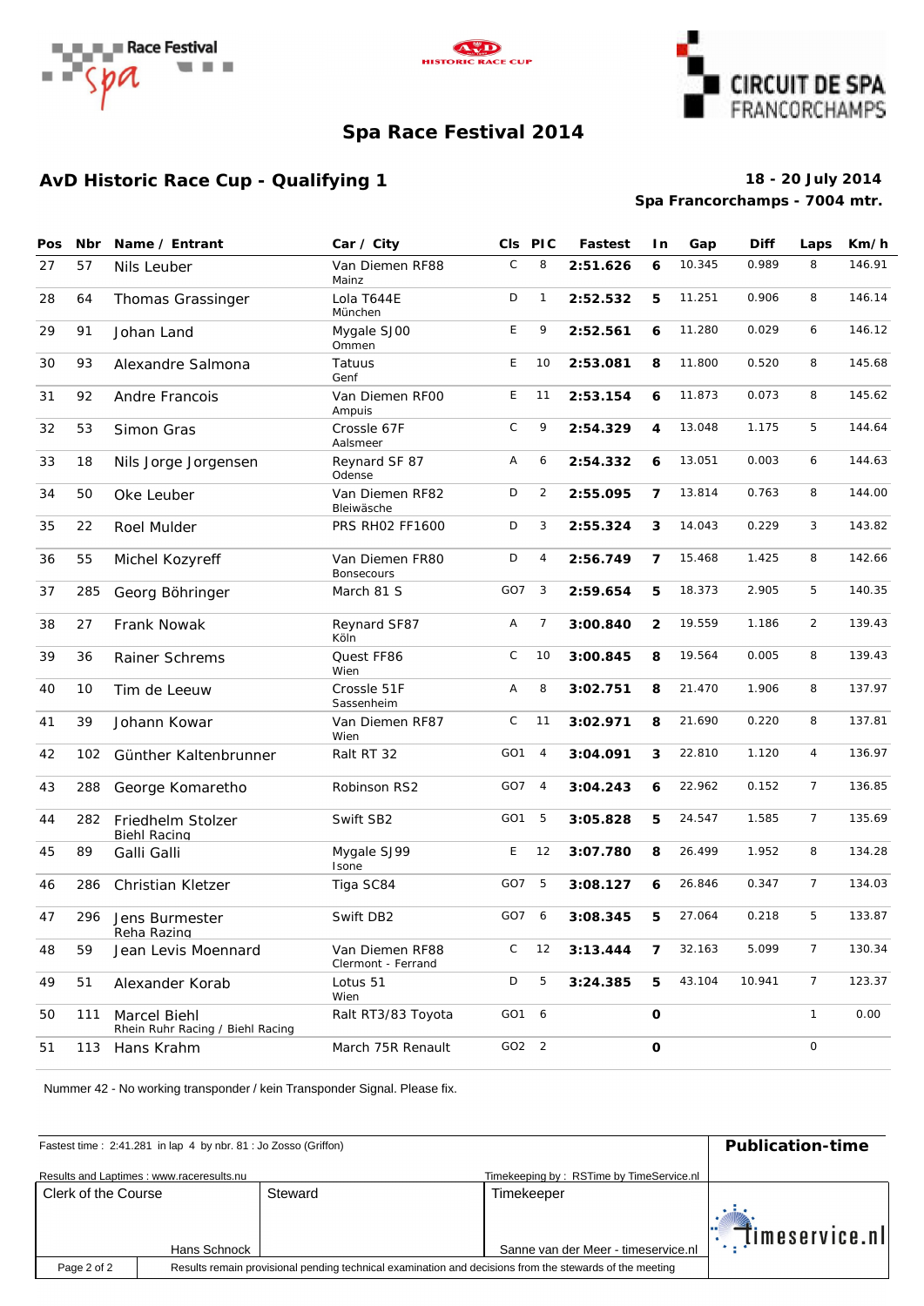# Spa Race Festival 2014

## AvD Historic Race Cup - Qualifying 1

**18 - 20 July 2014**
**Spa Francorchamps - 7004 mtr.**

| Pos | Nbr | Name / Entrant | Car / City | Cls | PIC | Fastest | In | Gap | Diff | Laps | Km/h |
|---|---|---|---|---|---|---|---|---|---|---|---|
| 27 | 57 | Nils Leuber | Van Diemen RF88<br>Mainz | C | 8 | **2:51.626** | **6** | 10.345 | 0.989 | 8 | 146.91 |
| 28 | 64 | Thomas Grassinger | Lola T644E<br>München | D | 1 | **2:52.532** | **5** | 11.251 | 0.906 | 8 | 146.14 |
| 29 | 91 | Johan Land | Mygale SJ00<br>Ommen | E | 9 | **2:52.561** | **6** | 11.280 | 0.029 | 6 | 146.12 |
| 30 | 93 | Alexandre Salmona | Tatuus<br>Genf | E | 10 | **2:53.081** | **8** | 11.800 | 0.520 | 8 | 145.68 |
| 31 | 92 | Andre Francois | Van Diemen RF00<br>Ampuis | E | 11 | **2:53.154** | **6** | 11.873 | 0.073 | 8 | 145.62 |
| 32 | 53 | Simon Gras | Crossle 67F<br>Aalsmeer | C | 9 | **2:54.329** | **4** | 13.048 | 1.175 | 5 | 144.64 |
| 33 | 18 | Nils Jorge Jorgensen | Reynard SF 87<br>Odense | A | 6 | **2:54.332** | **6** | 13.051 | 0.003 | 6 | 144.63 |
| 34 | 50 | Oke Leuber | Van Diemen RF82<br>Bleiwäsche | D | 2 | **2:55.095** | **7** | 13.814 | 0.763 | 8 | 144.00 |
| 35 | 22 | Roel Mulder | PRS RH02 FF1600 | D | 3 | **2:55.324** | **3** | 14.043 | 0.229 | 3 | 143.82 |
| 36 | 55 | Michel Kozyreff | Van Diemen FR80<br>Bonsecours | D | 4 | **2:56.749** | **7** | 15.468 | 1.425 | 8 | 142.66 |
| 37 | 285 | Georg Böhringer | March 81 S | GO7 | 3 | **2:59.654** | **5** | 18.373 | 2.905 | 5 | 140.35 |
| 38 | 27 | Frank Nowak | Reynard SF87<br>Köln | A | 7 | **3:00.840** | **2** | 19.559 | 1.186 | 2 | 139.43 |
| 39 | 36 | Rainer Schrems | Quest FF86<br>Wien | C | 10 | **3:00.845** | **8** | 19.564 | 0.005 | 8 | 139.43 |
| 40 | 10 | Tim de Leeuw | Crossle 51F<br>Sassenheim | A | 8 | **3:02.751** | **8** | 21.470 | 1.906 | 8 | 137.97 |
| 41 | 39 | Johann Kowar | Van Diemen RF87<br>Wien | C | 11 | **3:02.971** | **8** | 21.690 | 0.220 | 8 | 137.81 |
| 42 | 102 | Günther Kaltenbrunner | Ralt RT 32 | GO1 | 4 | **3:04.091** | **3** | 22.810 | 1.120 | 4 | 136.97 |
| 43 | 288 | George Komaretho | Robinson RS2 | GO7 | 4 | **3:04.243** | **6** | 22.962 | 0.152 | 7 | 136.85 |
| 44 | 282 | Friedhelm Stolzer<br>Biehl Racing | Swift SB2 | GO1 | 5 | **3:05.828** | **5** | 24.547 | 1.585 | 7 | 135.69 |
| 45 | 89 | Galli Galli | Mygale SJ99<br>Isone | E | 12 | **3:07.780** | **8** | 26.499 | 1.952 | 8 | 134.28 |
| 46 | 286 | Christian Kletzer | Tiga SC84 | GO7 | 5 | **3:08.127** | **6** | 26.846 | 0.347 | 7 | 134.03 |
| 47 | 296 | Jens Burmester<br>Reha Razing | Swift DB2 | GO7 | 6 | **3:08.345** | **5** | 27.064 | 0.218 | 5 | 133.87 |
| 48 | 59 | Jean Levis Moennard | Van Diemen RF88<br>Clermont - Ferrand | C | 12 | **3:13.444** | **7** | 32.163 | 5.099 | 7 | 130.34 |
| 49 | 51 | Alexander Korab | Lotus 51<br>Wien | D | 5 | **3:24.385** | **5** | 43.104 | 10.941 | 7 | 123.37 |
| 50 | 111 | Marcel Biehl<br>Rhein Ruhr Racing / Biehl Racing | Ralt RT3/83 Toyota | GO1 | 6 | | **0** | | | 1 | 0.00 |
| 51 | 113 | Hans Krahm | March 75R Renault | GO2 | 2 | | **0** | | | 0 | |

Nummer 42 - No working transponder / kein Transponder Signal. Please fix.

Fastest time : 2:41.281 in lap 4 by nbr. 81 : Jo Zosso (Griffon)

**Publication-time**

Results and Laptimes : www.raceresults.nu

Timekeeping by : RSTime by TimeService.nl

| Clerk of the Course | Steward | Timekeeper |
|---|---|---|
| Hans Schnock | | Sanne van der Meer - timeservice.nl |

timeservice.nl

Results remain provisional pending technical examination and decisions from the stewards of the meeting